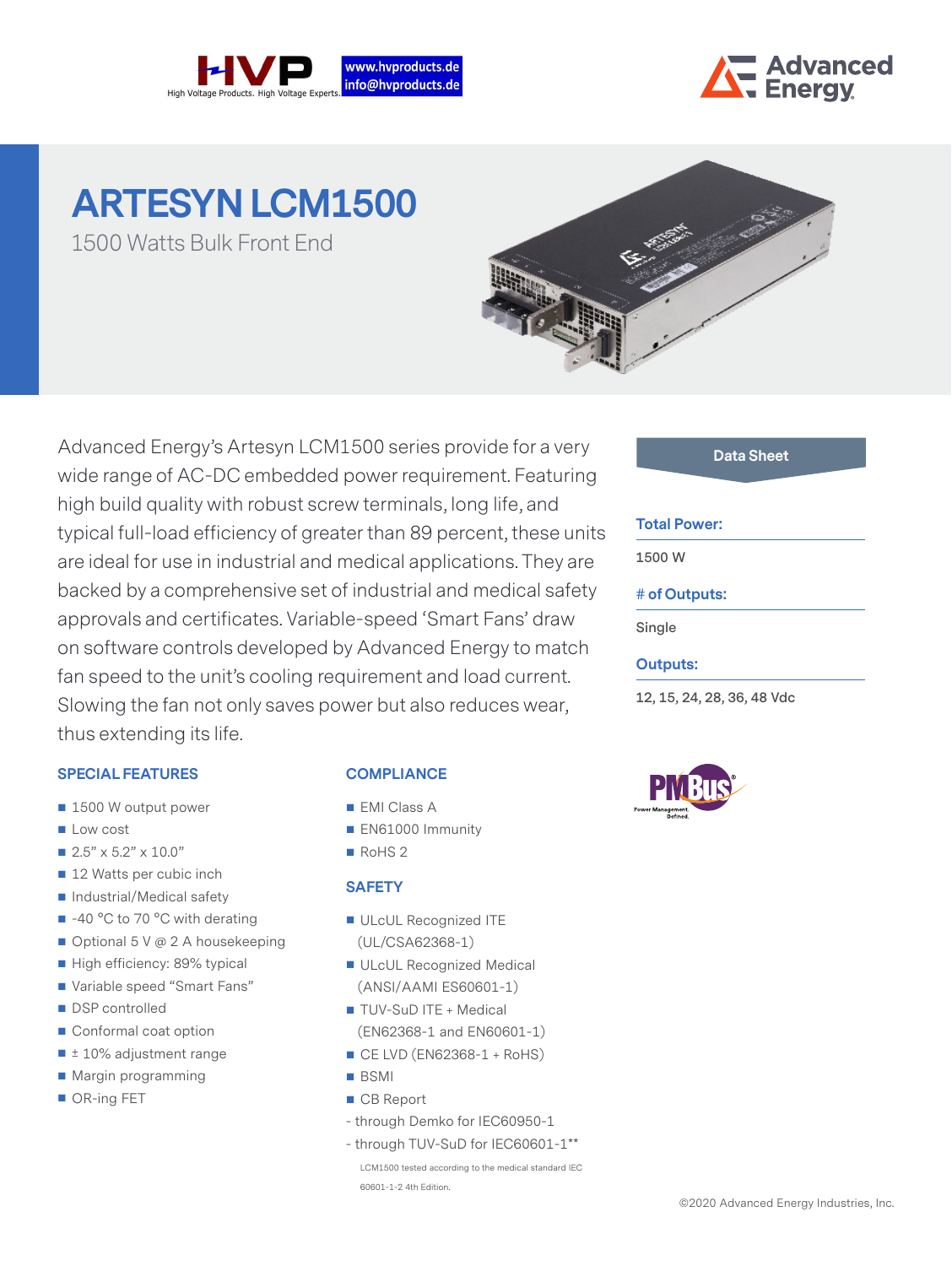High Voltage Products. High Voltage Experts. www.hvproducts.de info@hvproducts.de

# ARTESYN LCM1500

1500 Watts Bulk Front End

Advanced Energy's Artesyn LCM1500 series provide for a very wide range of AC-DC embedded power requirement. Featuring high build quality with robust screw terminals, long life, and typical full-load efficiency of greater than 89 percent, these units are ideal for use in industrial and medical applications. They are backed by a comprehensive set of industrial and medical safety approvals and certificates. Variable-speed 'Smart Fans' draw on software controls developed by Advanced Energy to match fan speed to the unit's cooling requirement and load current. Slowing the fan not only saves power but also reduces wear, thus extending its life.

**Data Sheet**

**Total Power:**

1500 W

**# of Outputs:**

Single

**Outputs:**

12, 15, 24, 28, 36, 48 Vdc

## SPECIAL FEATURES

- 1500 W output power
- Low cost
- 2.5" x 5.2" x 10.0"
- 12 Watts per cubic inch
- Industrial/Medical safety
- -40 °C to 70 °C with derating
- Optional 5 V @ 2 A housekeeping
- High efficiency: 89% typical
- Variable speed "Smart Fans"
- DSP controlled
- Conformal coat option
- ± 10% adjustment range
- Margin programming
- OR-ing FET

## COMPLIANCE

- EMI Class A
- EN61000 Immunity
- RoHS 2

## SAFETY

- ULcUL Recognized ITE (UL/CSA62368-1)
- ULcUL Recognized Medical (ANSI/AAMI ES60601-1)
- TUV-SuD ITE + Medical (EN62368-1 and EN60601-1)
- CE LVD (EN62368-1 + RoHS)
- BSMI
- CB Report
  - through Demko for IEC60950-1
  - through TUV-SuD for IEC60601-1**

LCM1500 tested according to the medical standard IEC 60601-1-2 4th Edition.

©2020 Advanced Energy Industries, Inc.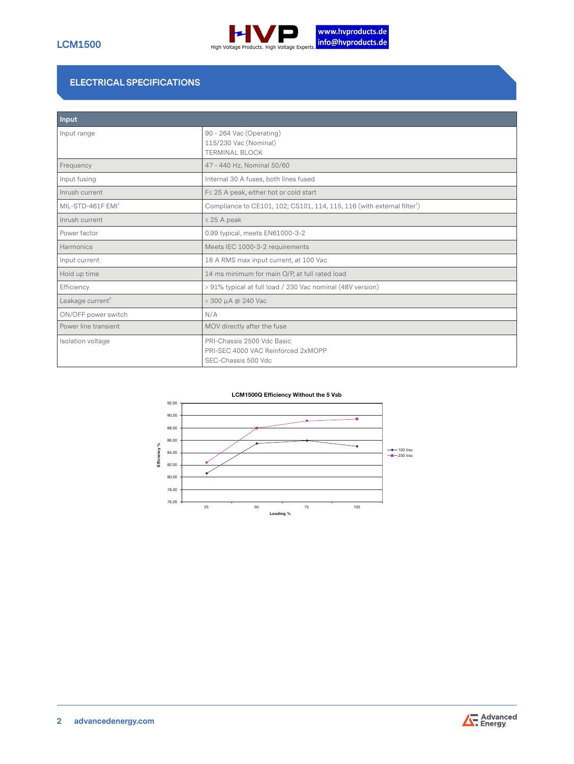## ELECTRICAL SPECIFICATIONS

| Input | |
|---|---|
| Input range | 90 - 264 Vac (Operating)<br>115/230 Vac (Nominal)<br>TERMINAL BLOCK |
| Frequency | 47 - 440 Hz, Nominal 50/60 |
| Input fusing | Internal 30 A fuses, both lines fused |
| Inrush current | F≤ 25 A peak, either hot or cold start |
| MIL-STD-461F EMI[1] | Compliance to CE101, 102; CS101, 114, 115, 116 (with external filter[1]) |
| Inrush current | ≤ 25 A peak |
| Power factor | 0.99 typical, meets EN61000-3-2 |
| Harmonics | Meets IEC 1000-3-2 requirements |
| Input current | 18 A RMS max input current, at 100 Vac |
| Hold up time | 14 ms minimum for main O/P, at full rated load |
| Efficiency | > 91% typical at full load / 230 Vac nominal (48V version) |
| Leakage current[3] | < 300 µA @ 240 Vac |
| ON/OFF power switch | N/A |
| Power line transient | MOV directly after the fuse |
| Isolation voltage | PRI-Chassis 2500 Vdc Basic<br>PRI-SEC 4000 VAC Reinforced 2xMOPP<br>SEC-Chassis 500 Vdc |

**LCM1500Q Efficiency Without the 5 Vsb**

| Loading % | 100 Vac Efficiency % | 230 Vac Efficiency % |
|---|---|---|
| 25 | 80.6 | 82.4 |
| 50 | 85.5 | 88.0 |
| 75 | 86.0 | 89.1 |
| 100 | 85.0 | 89.4 |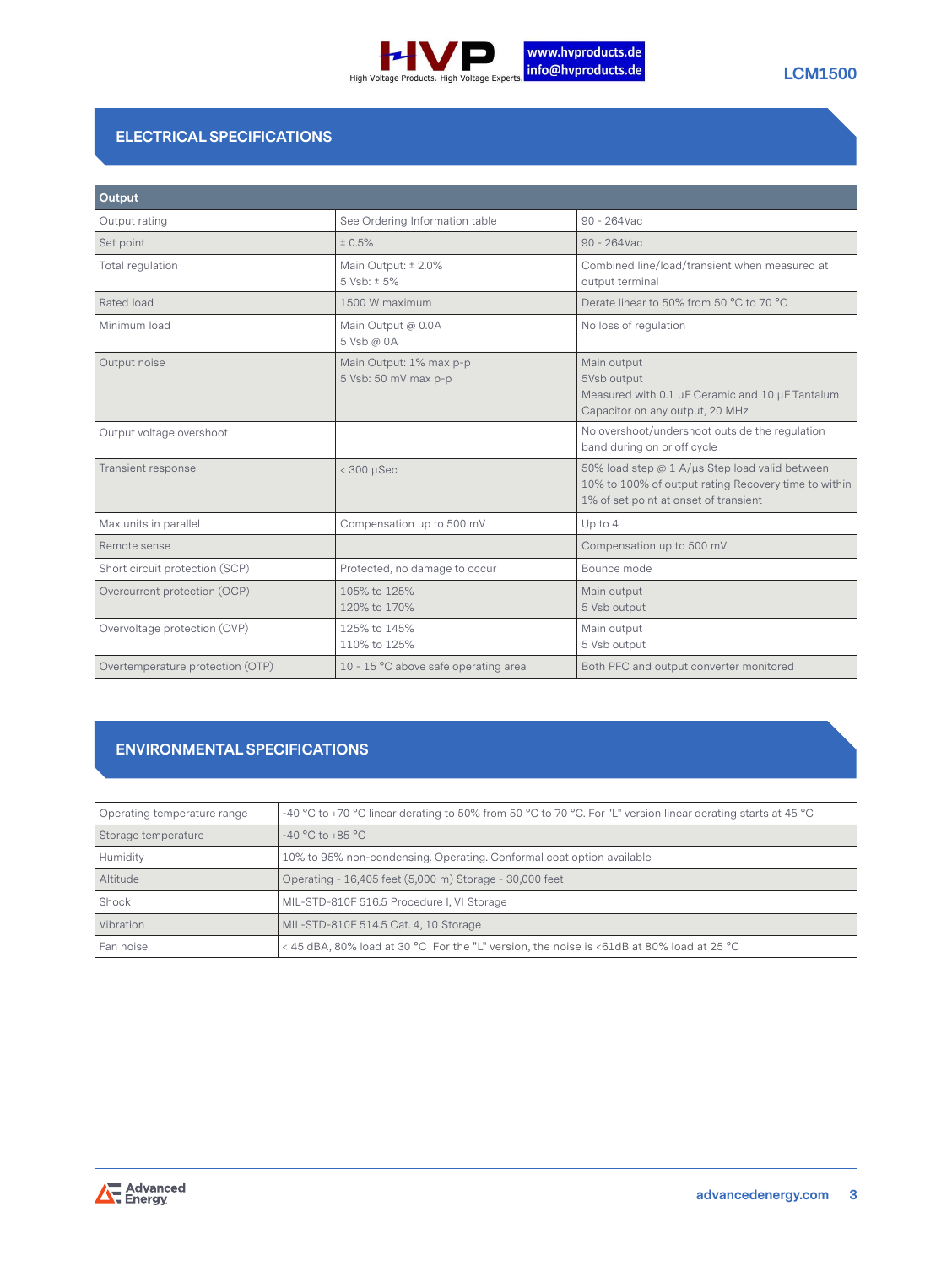## ELECTRICAL SPECIFICATIONS

| Output | | |
|---|---|---|
| Output rating | See Ordering Information table | 90 - 264Vac |
| Set point | ± 0.5% | 90 - 264Vac |
| Total regulation | Main Output: ± 2.0%<br>5 Vsb: ± 5% | Combined line/load/transient when measured at output terminal |
| Rated load | 1500 W maximum | Derate linear to 50% from 50 °C to 70 °C |
| Minimum load | Main Output @ 0.0A<br>5 Vsb @ 0A | No loss of regulation |
| Output noise | Main Output: 1% max p-p<br>5 Vsb: 50 mV max p-p | Main output<br>5Vsb output<br>Measured with 0.1 µF Ceramic and 10 µF Tantalum Capacitor on any output, 20 MHz |
| Output voltage overshoot | | No overshoot/undershoot outside the regulation band during on or off cycle |
| Transient response | < 300 µSec | 50% load step @ 1 A/µs Step load valid between 10% to 100% of output rating Recovery time to within 1% of set point at onset of transient |
| Max units in parallel | Compensation up to 500 mV | Up to 4 |
| Remote sense | | Compensation up to 500 mV |
| Short circuit protection (SCP) | Protected, no damage to occur | Bounce mode |
| Overcurrent protection (OCP) | 105% to 125%<br>120% to 170% | Main output<br>5 Vsb output |
| Overvoltage protection (OVP) | 125% to 145%<br>110% to 125% | Main output<br>5 Vsb output |
| Overtemperature protection (OTP) | 10 - 15 °C above safe operating area | Both PFC and output converter monitored |

## ENVIRONMENTAL SPECIFICATIONS

| | |
|---|---|
| Operating temperature range | -40 °C to +70 °C linear derating to 50% from 50 °C to 70 °C. For "L" version linear derating starts at 45 °C |
| Storage temperature | -40 °C to +85 °C |
| Humidity | 10% to 95% non-condensing. Operating. Conformal coat option available |
| Altitude | Operating - 16,405 feet (5,000 m) Storage - 30,000 feet |
| Shock | MIL-STD-810F 516.5 Procedure I, VI Storage |
| Vibration | MIL-STD-810F 514.5 Cat. 4, 10 Storage |
| Fan noise | < 45 dBA, 80% load at 30 °C For the "L" version, the noise is <61dB at 80% load at 25 °C |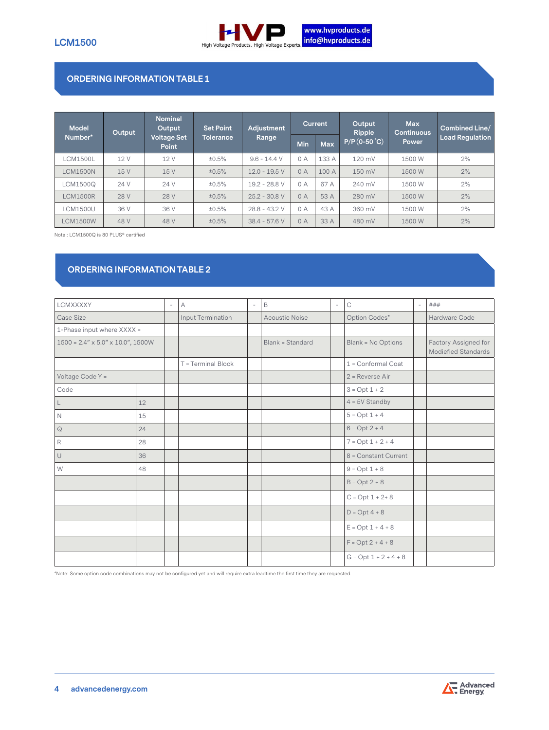## ORDERING INFORMATION TABLE 1

| Model Number* | Output | Nominal Output Voltage Set Point | Set Point Tolerance | Adjustment Range | Current | | Output Ripple P/P (0-50 °C) | Max Continuous Power | Combined Line/ Load Regulation |
|---|---|---|---|---|---|---|---|---|---|
| | | | | | Min | Max | | | |
| LCM1500L | 12 V | 12 V | ±0.5% | 9.6 - 14.4 V | 0 A | 133 A | 120 mV | 1500 W | 2% |
| LCM1500N | 15 V | 15 V | ±0.5% | 12.0 - 19.5 V | 0 A | 100 A | 150 mV | 1500 W | 2% |
| LCM1500Q | 24 V | 24 V | ±0.5% | 19.2 - 28.8 V | 0 A | 67 A | 240 mV | 1500 W | 2% |
| LCM1500R | 28 V | 28 V | ±0.5% | 25.2 - 30.8 V | 0 A | 53 A | 280 mV | 1500 W | 2% |
| LCM1500U | 36 V | 36 V | ±0.5% | 28.8 - 43.2 V | 0 A | 43 A | 360 mV | 1500 W | 2% |
| LCM1500W | 48 V | 48 V | ±0.5% | 38.4 - 57.6 V | 0 A | 33 A | 480 mV | 1500 W | 2% |

Note : LCM1500Q is 80 PLUS® certified

## ORDERING INFORMATION TABLE 2

| LCMXXXXY | | - | A | - | B | - | C | - | ### |
|---|---|---|---|---|---|---|---|---|---|
| Case Size | | | Input Termination | | Acoustic Noise | | Option Codes* | | Hardware Code |
| 1-Phase input where XXXX = | | | | | | | | | |
| 1500 = 2.4" x 5.0" x 10.0", 1500W | | | | | Blank = Standard | | Blank = No Options | | Factory Assigned for Modiefied Standards |
| | | | T = Terminal Block | | | | 1 = Conformal Coat | | |
| Voltage Code Y = | | | | | | | 2 = Reverse Air | | |
| Code | | | | | | | 3 = Opt 1 + 2 | | |
| L | 12 | | | | | | 4 = 5V Standby | | |
| N | 15 | | | | | | 5 = Opt 1 + 4 | | |
| Q | 24 | | | | | | 6 = Opt 2 + 4 | | |
| R | 28 | | | | | | 7 = Opt 1 + 2 + 4 | | |
| U | 36 | | | | | | 8 = Constant Current | | |
| W | 48 | | | | | | 9 = Opt 1 + 8 | | |
| | | | | | | | B = Opt 2 + 8 | | |
| | | | | | | | C = Opt 1 + 2+ 8 | | |
| | | | | | | | D = Opt 4 + 8 | | |
| | | | | | | | E = Opt 1 + 4 + 8 | | |
| | | | | | | | F = Opt 2 + 4 + 8 | | |
| | | | | | | | G = Opt 1 + 2 + 4 + 8 | | |

*Note: Some option code combinations may not be configured yet and will require extra leadtime the first time they are requested.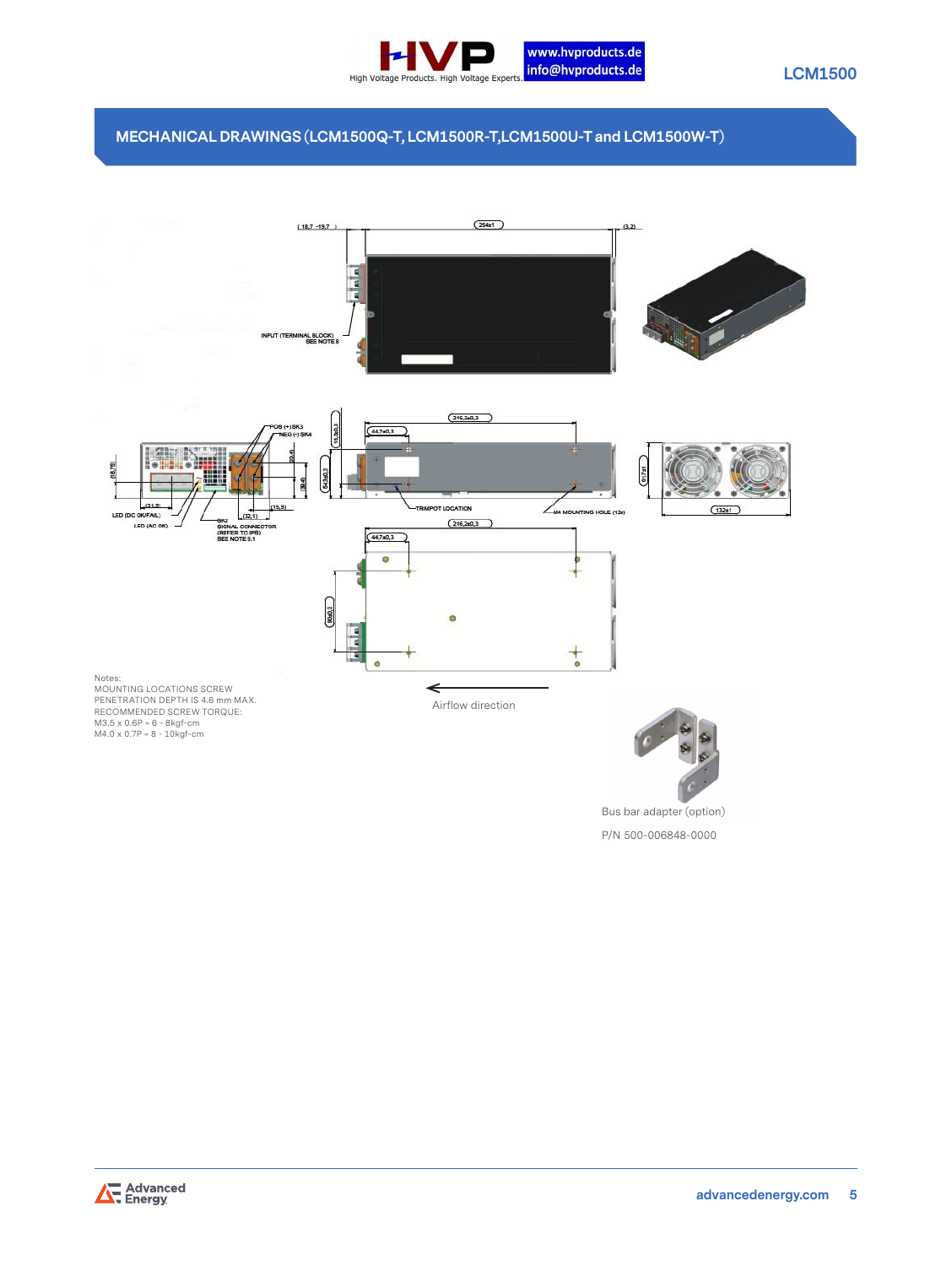## MECHANICAL DRAWINGS (LCM1500Q-T, LCM1500R-T,LCM1500U-T and LCM1500W-T)

Notes:
MOUNTING LOCATIONS SCREW PENETRATION DEPTH IS 4.6 mm MAX.
RECOMMENDED SCREW TORQUE:
M3.5 x 0.6P = 6 - 8kgf-cm
M4.0 x 0.7P = 8 - 10kgf-cm

Airflow direction

Bus bar adapter (option)

P/N 500-006848-0000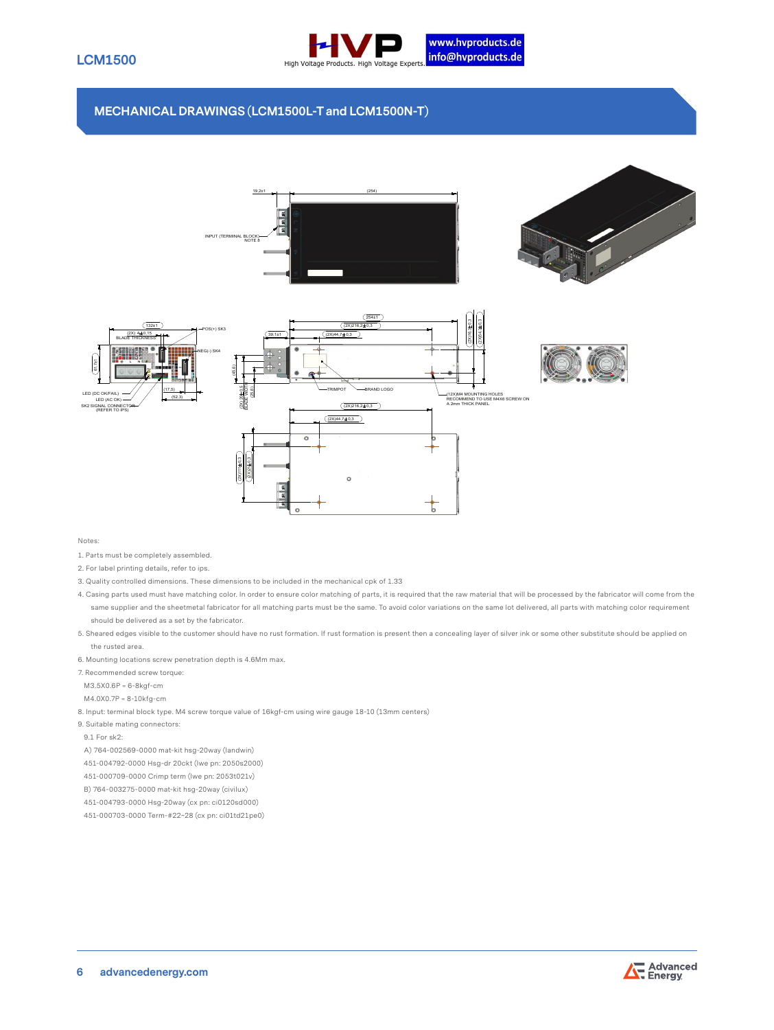## MECHANICAL DRAWINGS (LCM1500L-T and LCM1500N-T)

Notes:

1. Parts must be completely assembled.
2. For label printing details, refer to ips.
3. Quality controlled dimensions. These dimensions to be included in the mechanical cpk of 1.33
4. Casing parts used must have matching color. In order to ensure color matching of parts, it is required that the raw material that will be processed by the fabricator will come from the same supplier and the sheetmetal fabricator for all matching parts must be the same. To avoid color variations on the same lot delivered, all parts with matching color requirement should be delivered as a set by the fabricator.
5. Sheared edges visible to the customer should have no rust formation. If rust formation is present then a concealing layer of silver ink or some other substitute should be applied on the rusted area.
6. Mounting locations screw penetration depth is 4.6Mm max.
7. Recommended screw torque:

   M3.5X0.6P = 6-8kgf-cm

   M4.0X0.7P = 8-10kfg-cm
8. Input: terminal block type. M4 screw torque value of 16kgf-cm using wire gauge 18-10 (13mm centers)
9. Suitable mating connectors:

   9.1 For sk2:

   A) 764-002569-0000 mat-kit hsg-20way (landwin)

   451-004792-0000 Hsg-dr 20ckt (lwe pn: 2050s2000)

   451-000709-0000 Crimp term (lwe pn: 2053t021v)

   B) 764-003275-0000 mat-kit hsg-20way (civilux)

   451-004793-0000 Hsg-20way (cx pn: ci0120sd000)

   451-000703-0000 Term-#22~28 (cx pn: ci01td21pe0)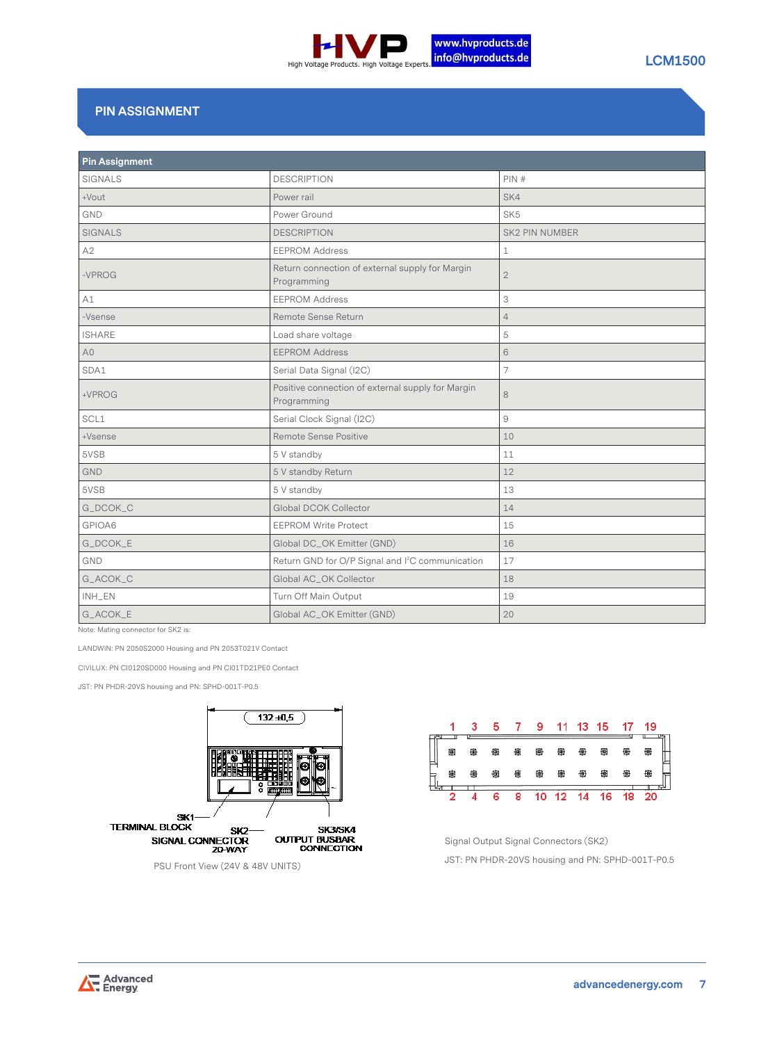## PIN ASSIGNMENT

| Pin Assignment | | |
|---|---|---|
| SIGNALS | DESCRIPTION | PIN # |
| +Vout | Power rail | SK4 |
| GND | Power Ground | SK5 |
| SIGNALS | DESCRIPTION | SK2 PIN NUMBER |
| A2 | EEPROM Address | 1 |
| -VPROG | Return connection of external supply for Margin Programming | 2 |
| A1 | EEPROM Address | 3 |
| -Vsense | Remote Sense Return | 4 |
| ISHARE | Load share voltage | 5 |
| A0 | EEPROM Address | 6 |
| SDA1 | Serial Data Signal (I2C) | 7 |
| +VPROG | Positive connection of external supply for Margin Programming | 8 |
| SCL1 | Serial Clock Signal (I2C) | 9 |
| +Vsense | Remote Sense Positive | 10 |
| 5VSB | 5 V standby | 11 |
| GND | 5 V standby Return | 12 |
| 5VSB | 5 V standby | 13 |
| G_DCOK_C | Global DCOK Collector | 14 |
| GPIOA6 | EEPROM Write Protect | 15 |
| G_DCOK_E | Global DC_OK Emitter (GND) | 16 |
| GND | Return GND for O/P Signal and I²C communication | 17 |
| G_ACOK_C | Global AC_OK Collector | 18 |
| INH_EN | Turn Off Main Output | 19 |
| G_ACOK_E | Global AC_OK Emitter (GND) | 20 |

Note: Mating connector for SK2 is:

LANDWIN: PN 2050S2000 Housing and PN 2053T021V Contact

CIVILUX: PN CI0120SD000 Housing and PN CI01TD21PE0 Contact

JST: PN PHDR-20VS housing and PN: SPHD-001T-P0.5

132 ±0,5

SK1 TERMINAL BLOCK

SK2 SIGNAL CONNECTOR 20-WAY

SK3/SK4 OUTPUT BUSBAR CONNECTION

PSU Front View (24V & 48V UNITS)

1 3 5 7 9 11 13 15 17 19

2 4 6 8 10 12 14 16 18 20

Signal Output Signal Connectors (SK2)

JST: PN PHDR-20VS housing and PN: SPHD-001T-P0.5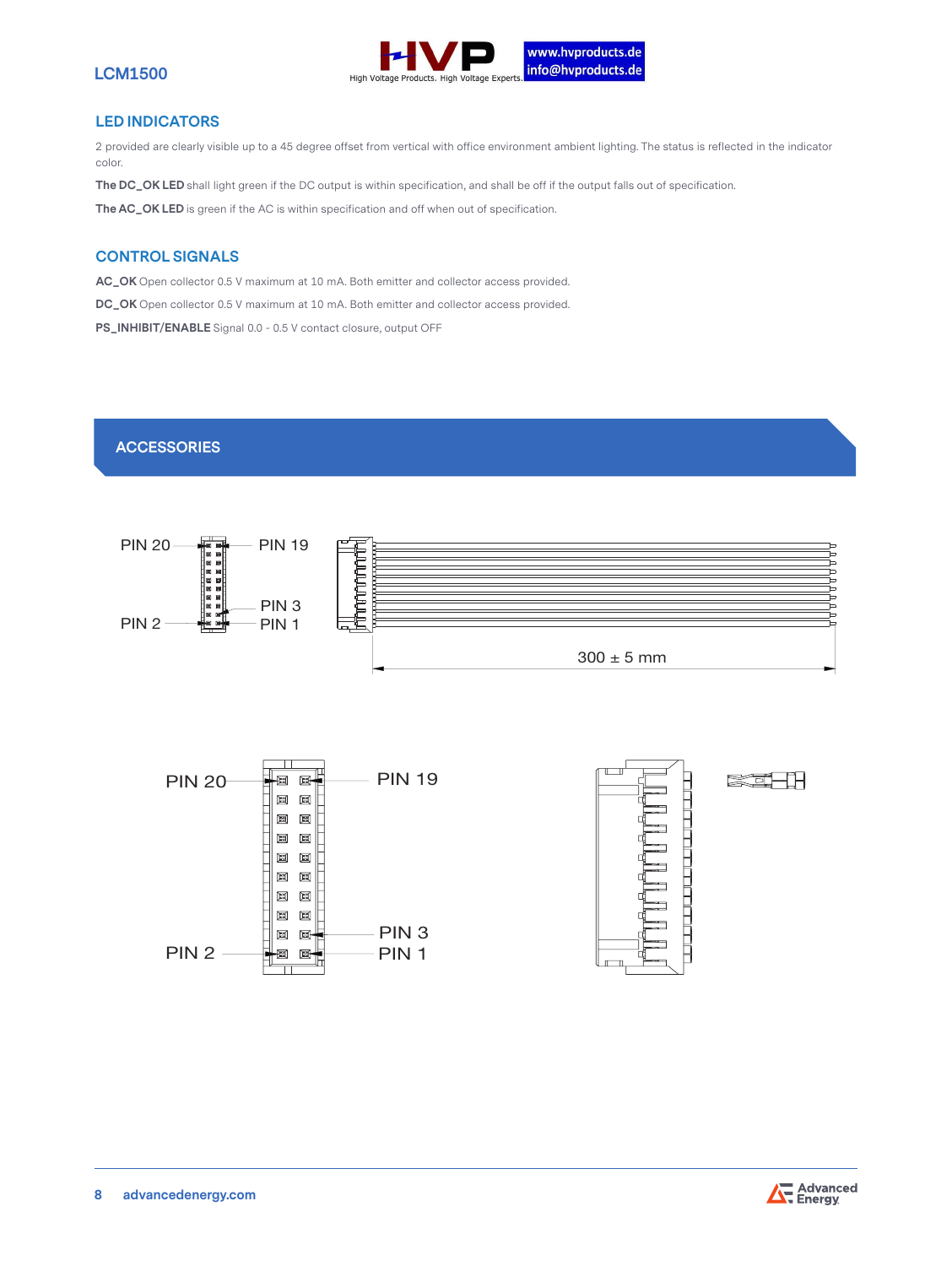## LED INDICATORS

2 provided are clearly visible up to a 45 degree offset from vertical with office environment ambient lighting. The status is reflected in the indicator color.

**The DC_OK LED** shall light green if the DC output is within specification, and shall be off if the output falls out of specification.

**The AC_OK LED** is green if the AC is within specification and off when out of specification.

## CONTROL SIGNALS

**AC_OK** Open collector 0.5 V maximum at 10 mA. Both emitter and collector access provided.

**DC_OK** Open collector 0.5 V maximum at 10 mA. Both emitter and collector access provided.

**PS_INHIBIT/ENABLE** Signal 0.0 - 0.5 V contact closure, output OFF

## ACCESSORIES

PIN 20 PIN 19

PIN 3

PIN 2 PIN 1

300 ± 5 mm

PIN 20 PIN 19

PIN 3

PIN 2 PIN 1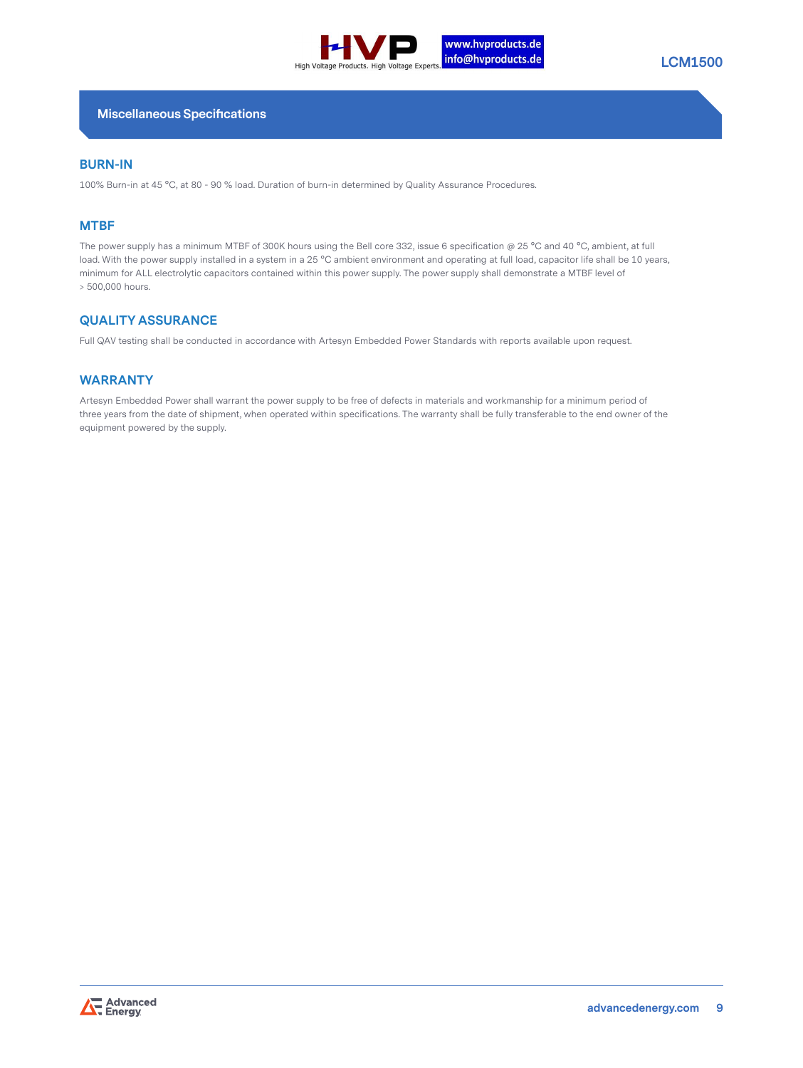## Miscellaneous Specifications

### BURN-IN

100% Burn-in at 45 °C, at 80 - 90 % load. Duration of burn-in determined by Quality Assurance Procedures.

### MTBF

The power supply has a minimum MTBF of 300K hours using the Bell core 332, issue 6 specification @ 25 °C and 40 °C, ambient, at full load. With the power supply installed in a system in a 25 °C ambient environment and operating at full load, capacitor life shall be 10 years, minimum for ALL electrolytic capacitors contained within this power supply. The power supply shall demonstrate a MTBF level of > 500,000 hours.

### QUALITY ASSURANCE

Full QAV testing shall be conducted in accordance with Artesyn Embedded Power Standards with reports available upon request.

### WARRANTY

Artesyn Embedded Power shall warrant the power supply to be free of defects in materials and workmanship for a minimum period of three years from the date of shipment, when operated within specifications. The warranty shall be fully transferable to the end owner of the equipment powered by the supply.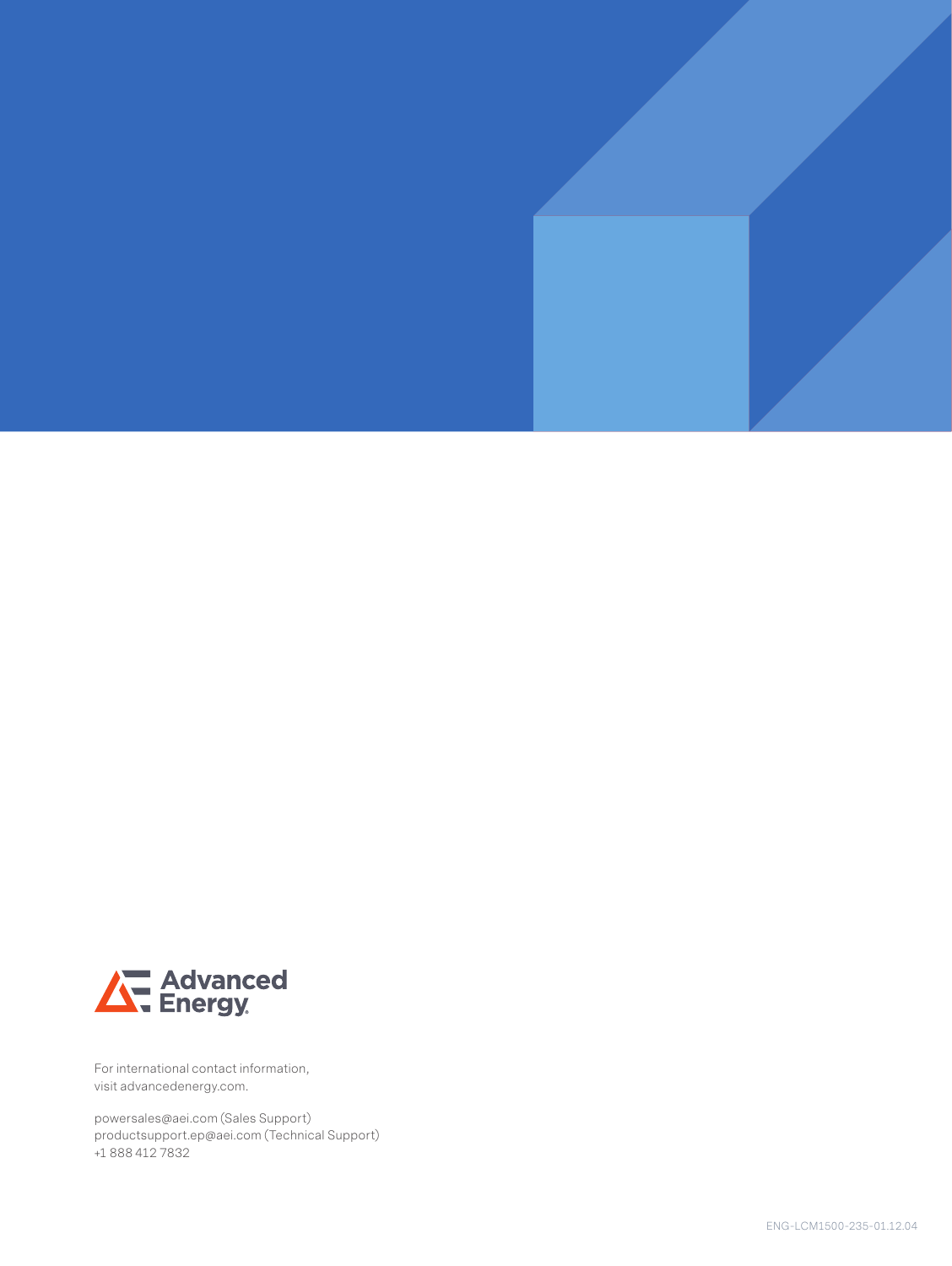Advanced Energy

For international contact information,
visit advancedenergy.com.

powersales@aei.com (Sales Support)
productsupport.ep@aei.com (Technical Support)
+1 888 412 7832

ENG-LCM1500-235-01.12.04